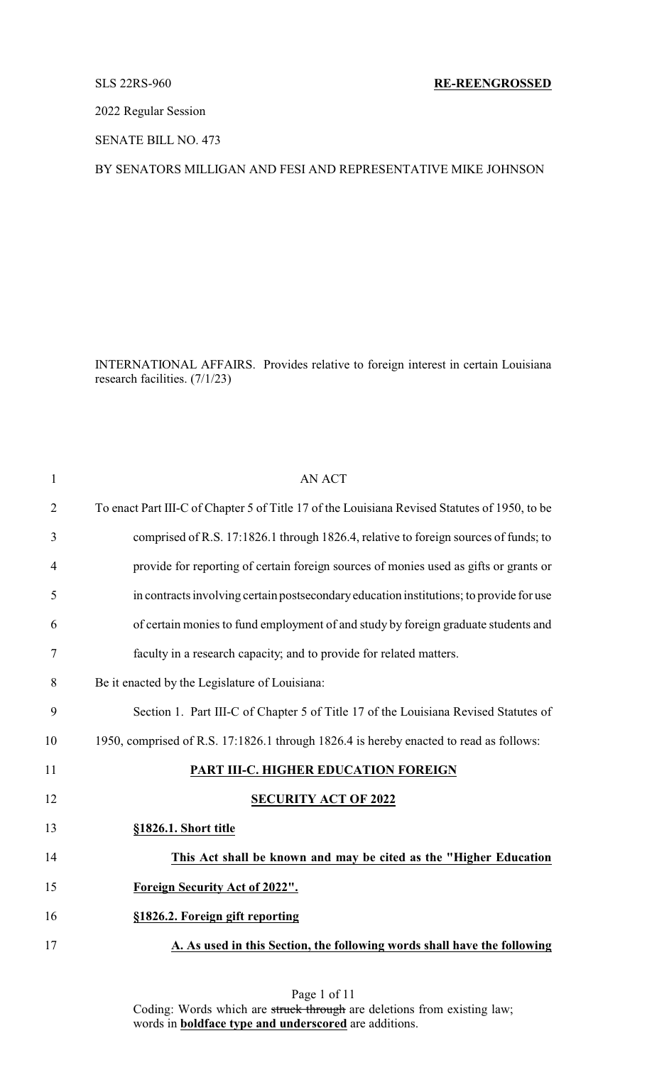SLS 22RS-960 **RE-REENGROSSED**

2022 Regular Session

SENATE BILL NO. 473

BY SENATORS MILLIGAN AND FESI AND REPRESENTATIVE MIKE JOHNSON

INTERNATIONAL AFFAIRS. Provides relative to foreign interest in certain Louisiana research facilities. (7/1/23)

AN ACT

To enact Part III-C of Chapter 5 of Title 17 of the Louisiana Revised Statutes of 1950, to be comprised of R.S. 17:1826.1 through 1826.4, relative to foreign sources of funds; to provide for reporting of certain foreign sources of monies used as gifts or grants or in contracts involving certain postsecondary education institutions; to provide for use of certain monies to fund employment of and study by foreign graduate students and faculty in a research capacity; and to provide for related matters.

Be it enacted by the Legislature of Louisiana:

Section 1. Part III-C of Chapter 5 of Title 17 of the Louisiana Revised Statutes of 1950, comprised of R.S. 17:1826.1 through 1826.4 is hereby enacted to read as follows:

**PART III-C. HIGHER EDUCATION FOREIGN SECURITY ACT OF 2022**

**§1826.1. Short title**

**This Act shall be known and may be cited as the "Higher Education Foreign Security Act of 2022".**

**§1826.2. Foreign gift reporting**

**A. As used in this Section, the following words shall have the following**

Coding: Words which are ~~struck through~~ are deletions from existing law; words in **boldface type and underscored** are additions.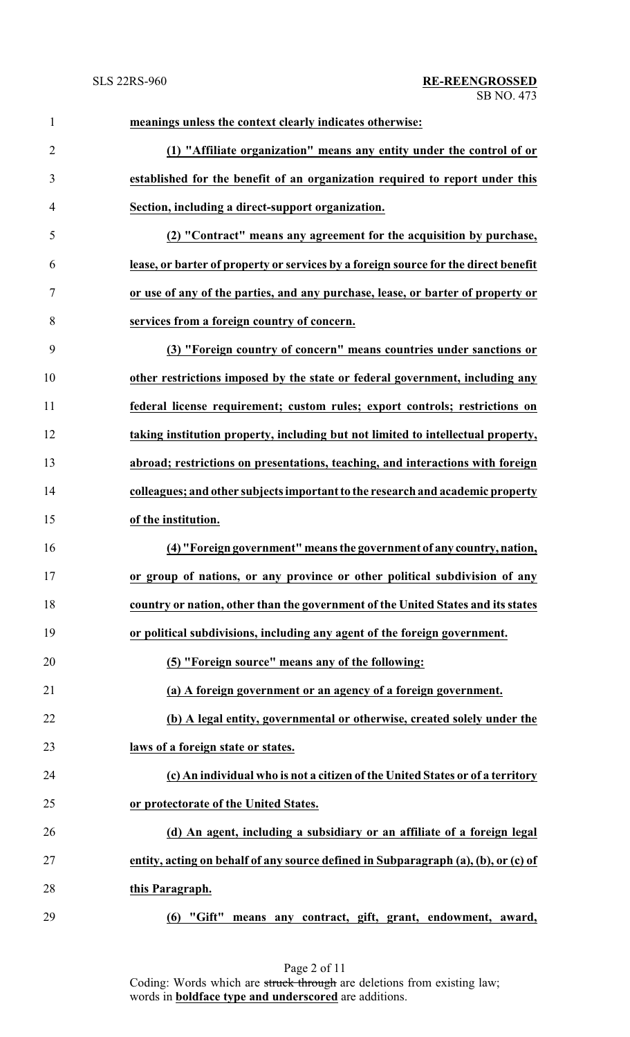**meanings unless the context clearly indicates otherwise:**

**(1) "Affiliate organization" means any entity under the control of or established for the benefit of an organization required to report under this Section, including a direct-support organization.**

**(2) "Contract" means any agreement for the acquisition by purchase, lease, or barter of property or services by a foreign source for the direct benefit or use of any of the parties, and any purchase, lease, or barter of property or services from a foreign country of concern.**

**(3) "Foreign country of concern" means countries under sanctions or other restrictions imposed by the state or federal government, including any federal license requirement; custom rules; export controls; restrictions on taking institution property, including but not limited to intellectual property, abroad; restrictions on presentations, teaching, and interactions with foreign colleagues; and other subjects important to the research and academic property of the institution.**

**(4) "Foreign government" means the government of any country, nation, or group of nations, or any province or other political subdivision of any country or nation, other than the government of the United States and its states or political subdivisions, including any agent of the foreign government.**

**(5) "Foreign source" means any of the following:**

**(a) A foreign government or an agency of a foreign government.**

**(b) A legal entity, governmental or otherwise, created solely under the laws of a foreign state or states.**

**(c) An individual who is not a citizen of the United States or of a territory or protectorate of the United States.**

**(d) An agent, including a subsidiary or an affiliate of a foreign legal entity, acting on behalf of any source defined in Subparagraph (a), (b), or (c) of this Paragraph.**

**(6) "Gift" means any contract, gift, grant, endowment, award,**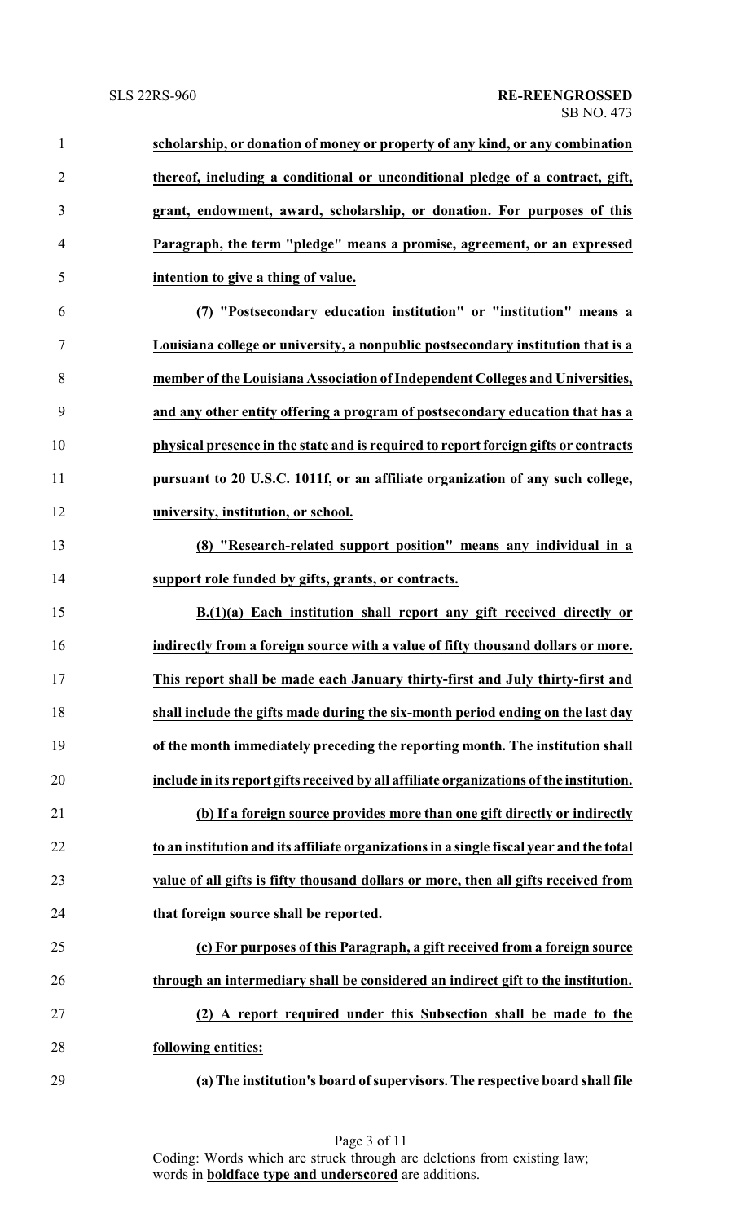**scholarship, or donation of money or property of any kind, or any combination thereof, including a conditional or unconditional pledge of a contract, gift, grant, endowment, award, scholarship, or donation. For purposes of this Paragraph, the term "pledge" means a promise, agreement, or an expressed intention to give a thing of value.**

**(7) "Postsecondary education institution" or "institution" means a Louisiana college or university, a nonpublic postsecondary institution that is a member of the Louisiana Association of Independent Colleges and Universities, and any other entity offering a program of postsecondary education that has a physical presence in the state and is required to report foreign gifts or contracts pursuant to 20 U.S.C. 1011f, or an affiliate organization of any such college, university, institution, or school.**

**(8) "Research-related support position" means any individual in a support role funded by gifts, grants, or contracts.**

**B.(1)(a) Each institution shall report any gift received directly or indirectly from a foreign source with a value of fifty thousand dollars or more. This report shall be made each January thirty-first and July thirty-first and shall include the gifts made during the six-month period ending on the last day of the month immediately preceding the reporting month. The institution shall include in its report gifts received by all affiliate organizations of the institution.**

**(b) If a foreign source provides more than one gift directly or indirectly to an institution and its affiliate organizations in a single fiscal year and the total value of all gifts is fifty thousand dollars or more, then all gifts received from that foreign source shall be reported.**

**(c) For purposes of this Paragraph, a gift received from a foreign source through an intermediary shall be considered an indirect gift to the institution.**

**(2) A report required under this Subsection shall be made to the following entities:**

**(a) The institution's board of supervisors. The respective board shall file**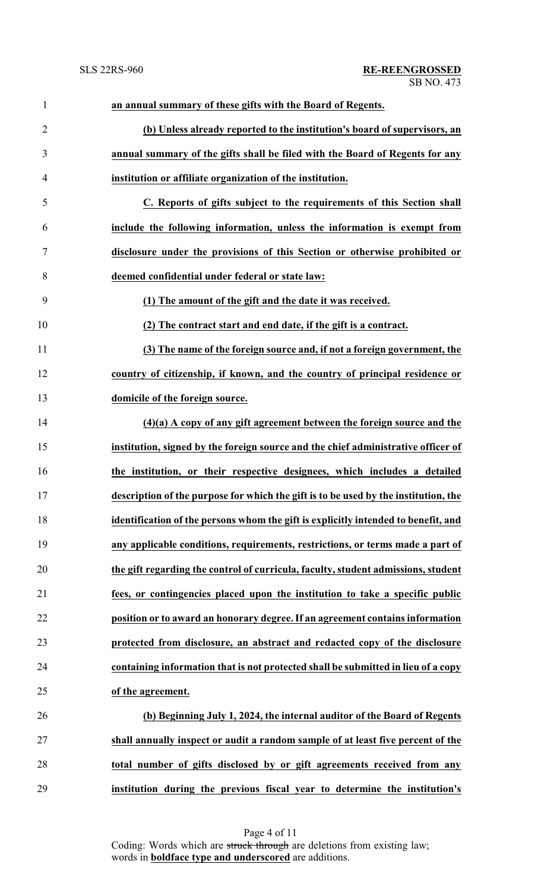**an annual summary of these gifts with the Board of Regents.**

**(b) Unless already reported to the institution's board of supervisors, an annual summary of the gifts shall be filed with the Board of Regents for any institution or affiliate organization of the institution.**

**C. Reports of gifts subject to the requirements of this Section shall include the following information, unless the information is exempt from disclosure under the provisions of this Section or otherwise prohibited or deemed confidential under federal or state law:**

**(1) The amount of the gift and the date it was received.**

**(2) The contract start and end date, if the gift is a contract.**

**(3) The name of the foreign source and, if not a foreign government, the country of citizenship, if known, and the country of principal residence or domicile of the foreign source.**

**(4)(a) A copy of any gift agreement between the foreign source and the institution, signed by the foreign source and the chief administrative officer of the institution, or their respective designees, which includes a detailed description of the purpose for which the gift is to be used by the institution, the identification of the persons whom the gift is explicitly intended to benefit, and any applicable conditions, requirements, restrictions, or terms made a part of the gift regarding the control of curricula, faculty, student admissions, student fees, or contingencies placed upon the institution to take a specific public position or to award an honorary degree. If an agreement contains information protected from disclosure, an abstract and redacted copy of the disclosure containing information that is not protected shall be submitted in lieu of a copy of the agreement.**

**(b) Beginning July 1, 2024, the internal auditor of the Board of Regents shall annually inspect or audit a random sample of at least five percent of the total number of gifts disclosed by or gift agreements received from any institution during the previous fiscal year to determine the institution's**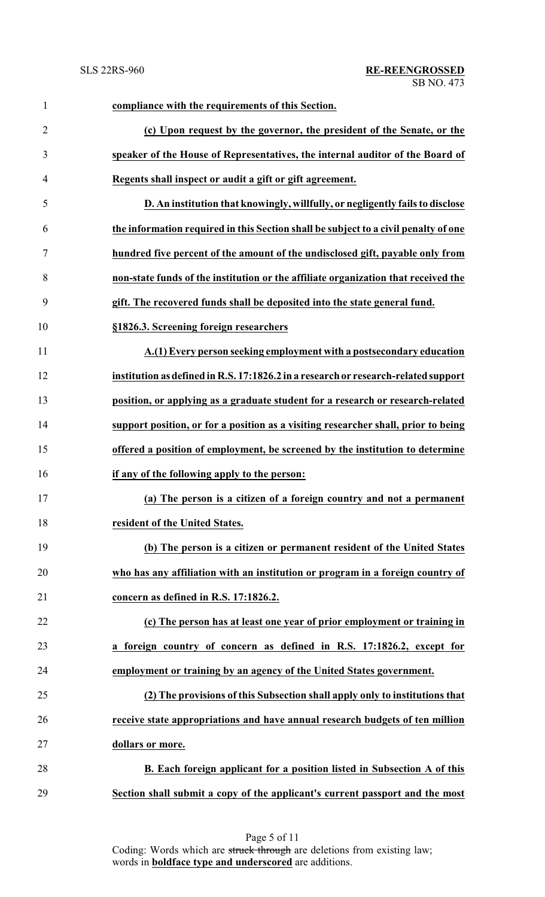**compliance with the requirements of this Section.**

**(c) Upon request by the governor, the president of the Senate, or the speaker of the House of Representatives, the internal auditor of the Board of Regents shall inspect or audit a gift or gift agreement.**

**D. An institution that knowingly, willfully, or negligently fails to disclose the information required in this Section shall be subject to a civil penalty of one hundred five percent of the amount of the undisclosed gift, payable only from non-state funds of the institution or the affiliate organization that received the gift. The recovered funds shall be deposited into the state general fund.**

**§1826.3. Screening foreign researchers**

**A.(1) Every person seeking employment with a postsecondary education institution as defined in R.S. 17:1826.2 in a research or research-related support position, or applying as a graduate student for a research or research-related support position, or for a position as a visiting researcher shall, prior to being offered a position of employment, be screened by the institution to determine if any of the following apply to the person:**

**(a) The person is a citizen of a foreign country and not a permanent resident of the United States.**

**(b) The person is a citizen or permanent resident of the United States who has any affiliation with an institution or program in a foreign country of concern as defined in R.S. 17:1826.2.**

**(c) The person has at least one year of prior employment or training in a foreign country of concern as defined in R.S. 17:1826.2, except for employment or training by an agency of the United States government.**

**(2) The provisions of this Subsection shall apply only to institutions that receive state appropriations and have annual research budgets of ten million dollars or more.**

**B. Each foreign applicant for a position listed in Subsection A of this Section shall submit a copy of the applicant's current passport and the most**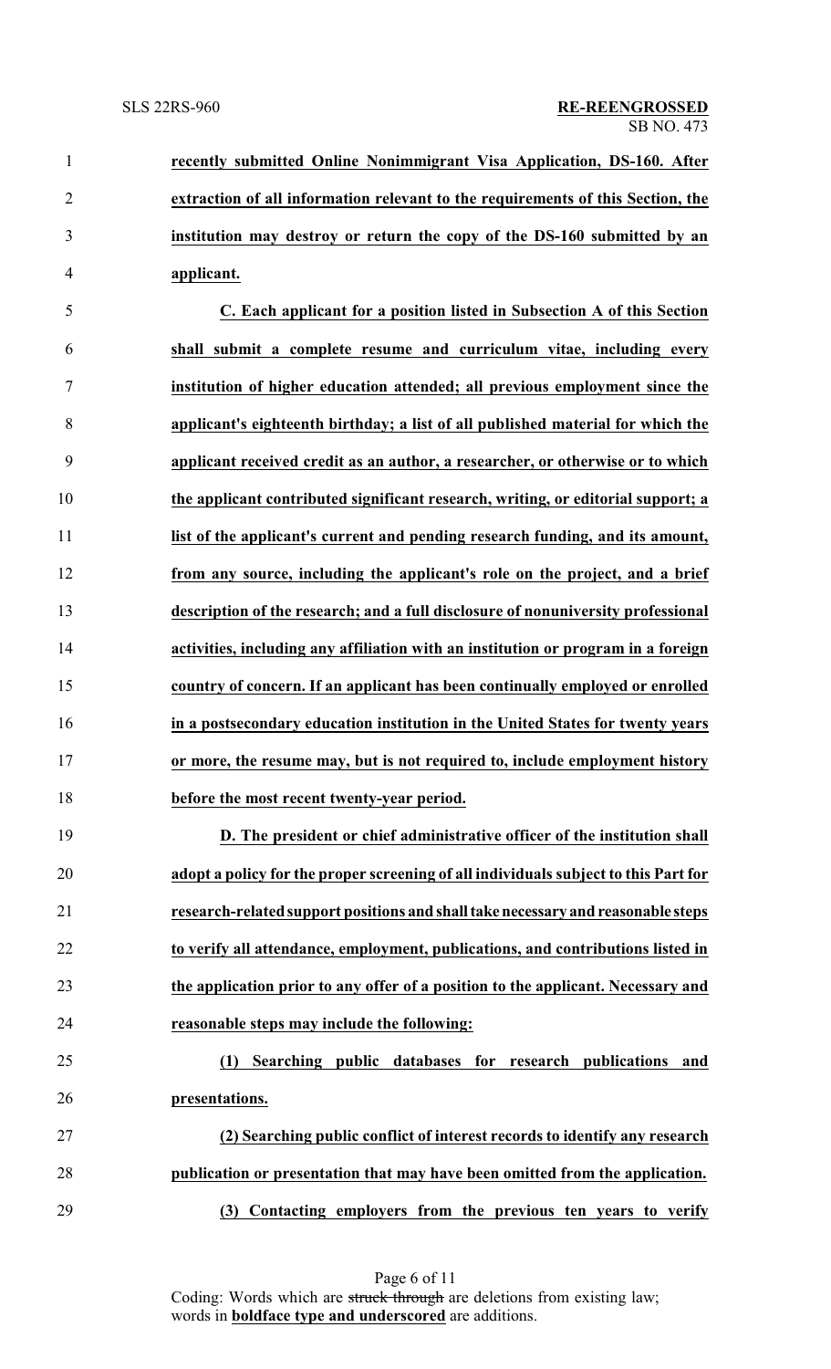**recently submitted Online Nonimmigrant Visa Application, DS-160. After extraction of all information relevant to the requirements of this Section, the institution may destroy or return the copy of the DS-160 submitted by an applicant.**

**C. Each applicant for a position listed in Subsection A of this Section shall submit a complete resume and curriculum vitae, including every institution of higher education attended; all previous employment since the applicant's eighteenth birthday; a list of all published material for which the applicant received credit as an author, a researcher, or otherwise or to which the applicant contributed significant research, writing, or editorial support; a list of the applicant's current and pending research funding, and its amount, from any source, including the applicant's role on the project, and a brief description of the research; and a full disclosure of nonuniversity professional activities, including any affiliation with an institution or program in a foreign country of concern. If an applicant has been continually employed or enrolled in a postsecondary education institution in the United States for twenty years or more, the resume may, but is not required to, include employment history before the most recent twenty-year period.**

**D. The president or chief administrative officer of the institution shall adopt a policy for the proper screening of all individuals subject to this Part for research-related support positions and shall take necessary and reasonable steps to verify all attendance, employment, publications, and contributions listed in the application prior to any offer of a position to the applicant. Necessary and reasonable steps may include the following:**

**(1) Searching public databases for research publications and presentations.**

**(2) Searching public conflict of interest records to identify any research publication or presentation that may have been omitted from the application.**

**(3) Contacting employers from the previous ten years to verify**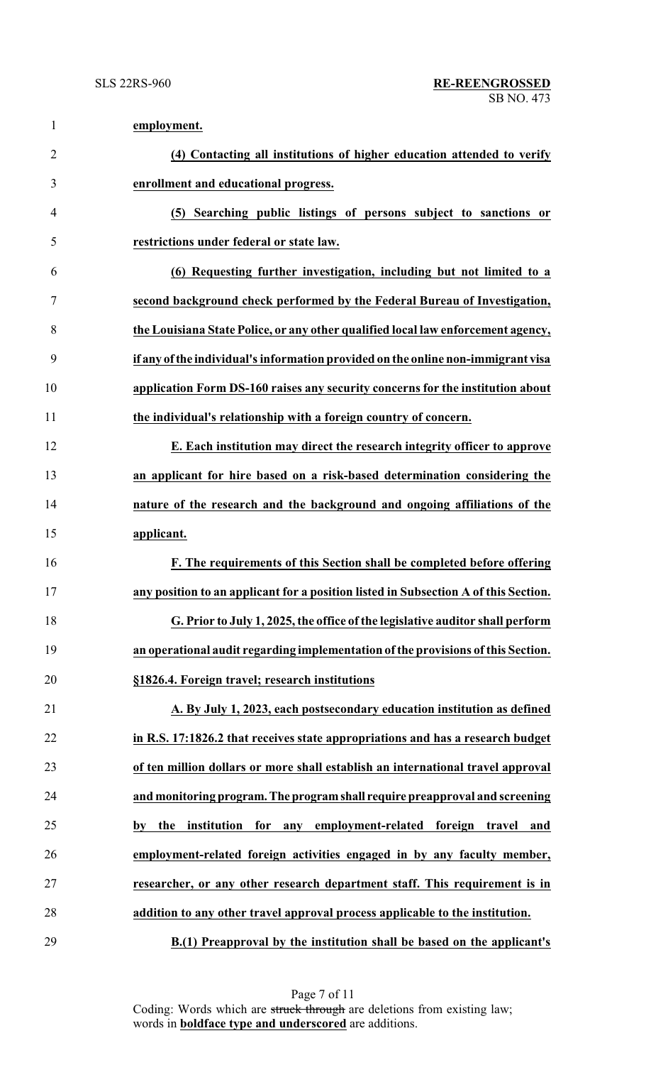**employment.**

**(4) Contacting all institutions of higher education attended to verify enrollment and educational progress.**

**(5) Searching public listings of persons subject to sanctions or restrictions under federal or state law.**

**(6) Requesting further investigation, including but not limited to a second background check performed by the Federal Bureau of Investigation, the Louisiana State Police, or any other qualified local law enforcement agency, if any of the individual's information provided on the online non-immigrant visa application Form DS-160 raises any security concerns for the institution about the individual's relationship with a foreign country of concern.**

**E. Each institution may direct the research integrity officer to approve an applicant for hire based on a risk-based determination considering the nature of the research and the background and ongoing affiliations of the applicant.**

**F. The requirements of this Section shall be completed before offering any position to an applicant for a position listed in Subsection A of this Section.**

**G. Prior to July 1, 2025, the office of the legislative auditor shall perform an operational audit regarding implementation of the provisions of this Section.**

**§1826.4. Foreign travel; research institutions**

**A. By July 1, 2023, each postsecondary education institution as defined in R.S. 17:1826.2 that receives state appropriations and has a research budget of ten million dollars or more shall establish an international travel approval and monitoring program. The program shall require preapproval and screening by the institution for any employment-related foreign travel and employment-related foreign activities engaged in by any faculty member, researcher, or any other research department staff. This requirement is in addition to any other travel approval process applicable to the institution.**

**B.(1) Preapproval by the institution shall be based on the applicant's**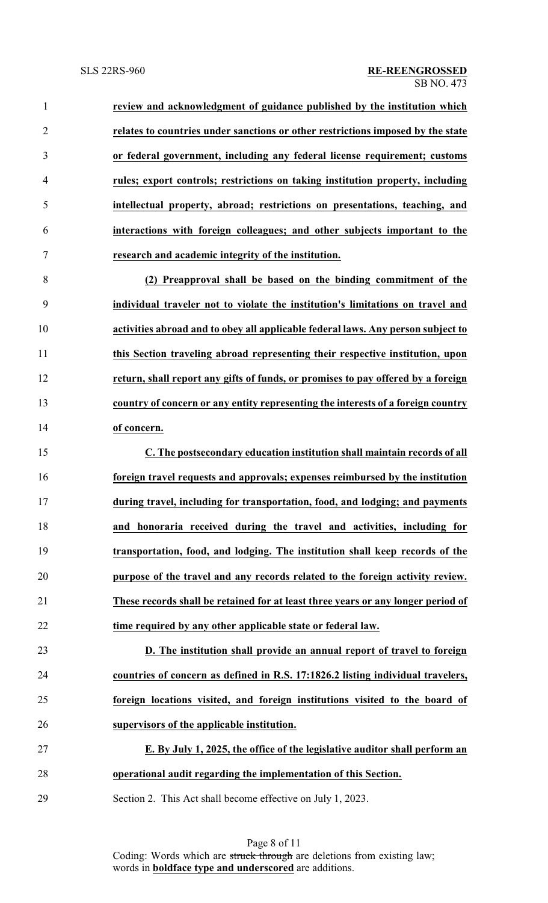**review and acknowledgment of guidance published by the institution which relates to countries under sanctions or other restrictions imposed by the state or federal government, including any federal license requirement; customs rules; export controls; restrictions on taking institution property, including intellectual property, abroad; restrictions on presentations, teaching, and interactions with foreign colleagues; and other subjects important to the research and academic integrity of the institution.**

**(2) Preapproval shall be based on the binding commitment of the individual traveler not to violate the institution's limitations on travel and activities abroad and to obey all applicable federal laws. Any person subject to this Section traveling abroad representing their respective institution, upon return, shall report any gifts of funds, or promises to pay offered by a foreign country of concern or any entity representing the interests of a foreign country of concern.**

**C. The postsecondary education institution shall maintain records of all foreign travel requests and approvals; expenses reimbursed by the institution during travel, including for transportation, food, and lodging; and payments and honoraria received during the travel and activities, including for transportation, food, and lodging. The institution shall keep records of the purpose of the travel and any records related to the foreign activity review. These records shall be retained for at least three years or any longer period of time required by any other applicable state or federal law.**

**D. The institution shall provide an annual report of travel to foreign countries of concern as defined in R.S. 17:1826.2 listing individual travelers, foreign locations visited, and foreign institutions visited to the board of supervisors of the applicable institution.**

**E. By July 1, 2025, the office of the legislative auditor shall perform an operational audit regarding the implementation of this Section.**

Section 2. This Act shall become effective on July 1, 2023.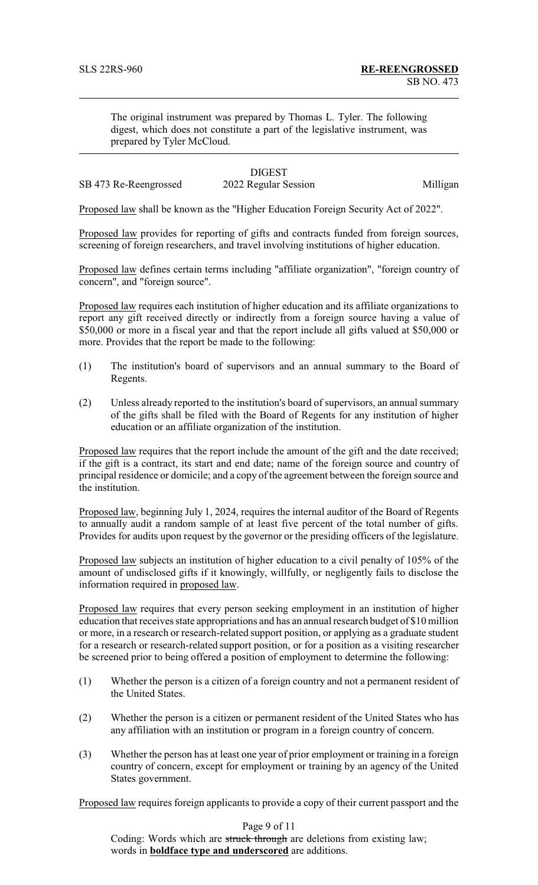The original instrument was prepared by Thomas L. Tyler. The following digest, which does not constitute a part of the legislative instrument, was prepared by Tyler McCloud.

DIGEST

SB 473 Re-Reengrossed 2022 Regular Session Milligan

Proposed law shall be known as the "Higher Education Foreign Security Act of 2022".

Proposed law provides for reporting of gifts and contracts funded from foreign sources, screening of foreign researchers, and travel involving institutions of higher education.

Proposed law defines certain terms including "affiliate organization", "foreign country of concern", and "foreign source".

Proposed law requires each institution of higher education and its affiliate organizations to report any gift received directly or indirectly from a foreign source having a value of $50,000 or more in a fiscal year and that the report include all gifts valued at $50,000 or more. Provides that the report be made to the following:

(1) The institution's board of supervisors and an annual summary to the Board of Regents.

(2) Unless already reported to the institution's board of supervisors, an annual summary of the gifts shall be filed with the Board of Regents for any institution of higher education or an affiliate organization of the institution.

Proposed law requires that the report include the amount of the gift and the date received; if the gift is a contract, its start and end date; name of the foreign source and country of principal residence or domicile; and a copy of the agreement between the foreign source and the institution.

Proposed law, beginning July 1, 2024, requires the internal auditor of the Board of Regents to annually audit a random sample of at least five percent of the total number of gifts. Provides for audits upon request by the governor or the presiding officers of the legislature.

Proposed law subjects an institution of higher education to a civil penalty of 105% of the amount of undisclosed gifts if it knowingly, willfully, or negligently fails to disclose the information required in proposed law.

Proposed law requires that every person seeking employment in an institution of higher education that receives state appropriations and has an annual research budget of $10 million or more, in a research or research-related support position, or applying as a graduate student for a research or research-related support position, or for a position as a visiting researcher be screened prior to being offered a position of employment to determine the following:

(1) Whether the person is a citizen of a foreign country and not a permanent resident of the United States.

(2) Whether the person is a citizen or permanent resident of the United States who has any affiliation with an institution or program in a foreign country of concern.

(3) Whether the person has at least one year of prior employment or training in a foreign country of concern, except for employment or training by an agency of the United States government.

Proposed law requires foreign applicants to provide a copy of their current passport and the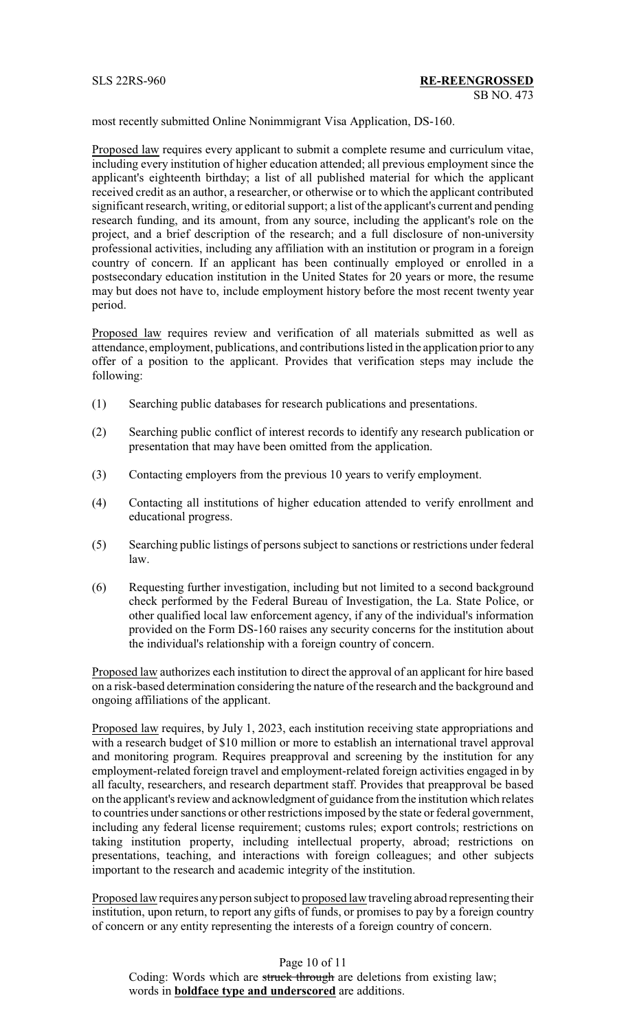most recently submitted Online Nonimmigrant Visa Application, DS-160.

Proposed law requires every applicant to submit a complete resume and curriculum vitae, including every institution of higher education attended; all previous employment since the applicant's eighteenth birthday; a list of all published material for which the applicant received credit as an author, a researcher, or otherwise or to which the applicant contributed significant research, writing, or editorial support; a list of the applicant's current and pending research funding, and its amount, from any source, including the applicant's role on the project, and a brief description of the research; and a full disclosure of non-university professional activities, including any affiliation with an institution or program in a foreign country of concern. If an applicant has been continually employed or enrolled in a postsecondary education institution in the United States for 20 years or more, the resume may but does not have to, include employment history before the most recent twenty year period.

Proposed law requires review and verification of all materials submitted as well as attendance, employment, publications, and contributions listed in the application prior to any offer of a position to the applicant. Provides that verification steps may include the following:

(1) Searching public databases for research publications and presentations.

(2) Searching public conflict of interest records to identify any research publication or presentation that may have been omitted from the application.

(3) Contacting employers from the previous 10 years to verify employment.

(4) Contacting all institutions of higher education attended to verify enrollment and educational progress.

(5) Searching public listings of persons subject to sanctions or restrictions under federal law.

(6) Requesting further investigation, including but not limited to a second background check performed by the Federal Bureau of Investigation, the La. State Police, or other qualified local law enforcement agency, if any of the individual's information provided on the Form DS-160 raises any security concerns for the institution about the individual's relationship with a foreign country of concern.

Proposed law authorizes each institution to direct the approval of an applicant for hire based on a risk-based determination considering the nature of the research and the background and ongoing affiliations of the applicant.

Proposed law requires, by July 1, 2023, each institution receiving state appropriations and with a research budget of $10 million or more to establish an international travel approval and monitoring program. Requires preapproval and screening by the institution for any employment-related foreign travel and employment-related foreign activities engaged in by all faculty, researchers, and research department staff. Provides that preapproval be based on the applicant's review and acknowledgment of guidance from the institution which relates to countries under sanctions or other restrictions imposed by the state or federal government, including any federal license requirement; customs rules; export controls; restrictions on taking institution property, including intellectual property, abroad; restrictions on presentations, teaching, and interactions with foreign colleagues; and other subjects important to the research and academic integrity of the institution.

Proposed law requires any person subject to proposed law traveling abroad representing their institution, upon return, to report any gifts of funds, or promises to pay by a foreign country of concern or any entity representing the interests of a foreign country of concern.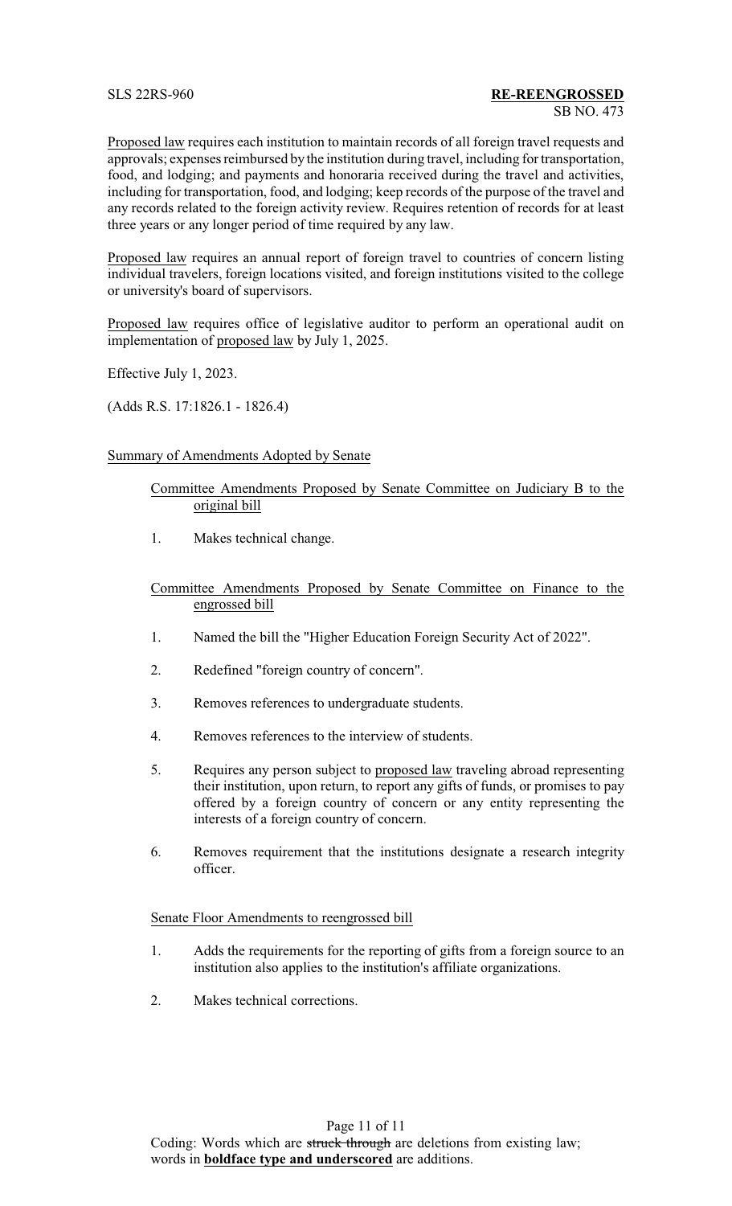Proposed law requires each institution to maintain records of all foreign travel requests and approvals; expenses reimbursed by the institution during travel, including for transportation, food, and lodging; and payments and honoraria received during the travel and activities, including for transportation, food, and lodging; keep records of the purpose of the travel and any records related to the foreign activity review. Requires retention of records for at least three years or any longer period of time required by any law.

Proposed law requires an annual report of foreign travel to countries of concern listing individual travelers, foreign locations visited, and foreign institutions visited to the college or university's board of supervisors.

Proposed law requires office of legislative auditor to perform an operational audit on implementation of proposed law by July 1, 2025.

Effective July 1, 2023.

(Adds R.S. 17:1826.1 - 1826.4)

Summary of Amendments Adopted by Senate

Committee Amendments Proposed by Senate Committee on Judiciary B to the original bill

1. Makes technical change.

Committee Amendments Proposed by Senate Committee on Finance to the engrossed bill

1. Named the bill the "Higher Education Foreign Security Act of 2022".
2. Redefined "foreign country of concern".
3. Removes references to undergraduate students.
4. Removes references to the interview of students.
5. Requires any person subject to proposed law traveling abroad representing their institution, upon return, to report any gifts of funds, or promises to pay offered by a foreign country of concern or any entity representing the interests of a foreign country of concern.
6. Removes requirement that the institutions designate a research integrity officer.

Senate Floor Amendments to reengrossed bill

1. Adds the requirements for the reporting of gifts from a foreign source to an institution also applies to the institution's affiliate organizations.
2. Makes technical corrections.